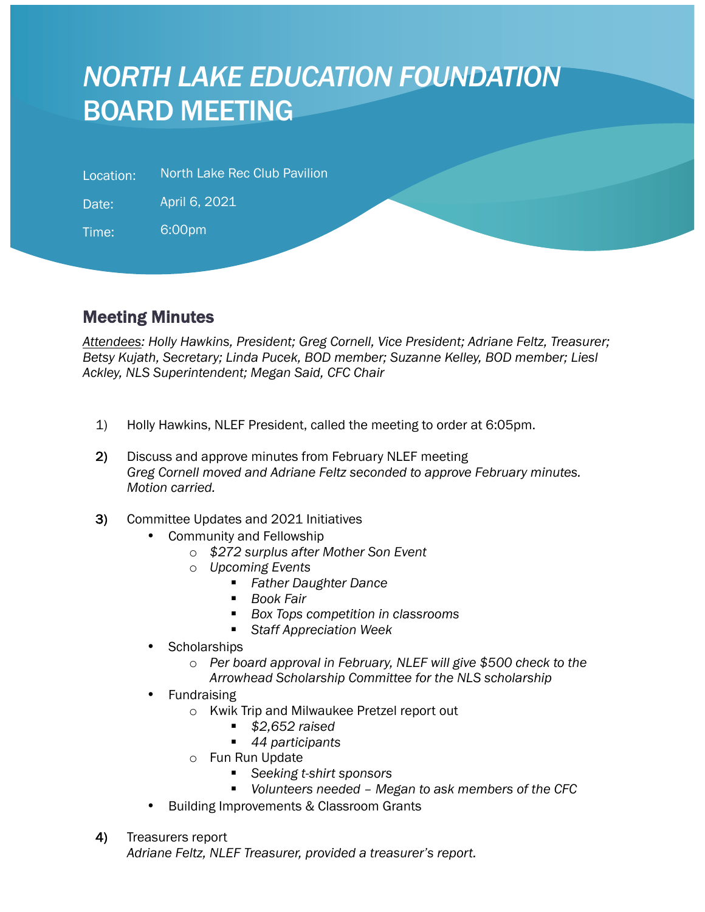# *NORTH LAKE EDUCATION FOUNDATION*
# BOARD MEETING

Location: North Lake Rec Club Pavilion

Date: April 6, 2021

Time: 6:00pm

## Meeting Minutes

*<u>Attendees</u>: Holly Hawkins, President; Greg Cornell, Vice President; Adriane Feltz, Treasurer; Betsy Kujath, Secretary; Linda Pucek, BOD member; Suzanne Kelley, BOD member; Liesl Ackley, NLS Superintendent; Megan Said, CFC Chair*

1) Holly Hawkins, NLEF President, called the meeting to order at 6:05pm.

2) Discuss and approve minutes from February NLEF meeting
   *Greg Cornell moved and Adriane Feltz seconded to approve February minutes. Motion carried.*

3) Committee Updates and 2021 Initiatives
   - Community and Fellowship
     - *$272 surplus after Mother Son Event*
     - *Upcoming Events*
       - *Father Daughter Dance*
       - *Book Fair*
       - *Box Tops competition in classrooms*
       - *Staff Appreciation Week*
   - Scholarships
     - *Per board approval in February, NLEF will give $500 check to the Arrowhead Scholarship Committee for the NLS scholarship*
   - Fundraising
     - Kwik Trip and Milwaukee Pretzel report out
       - *$2,652 raised*
       - *44 participants*
     - Fun Run Update
       - *Seeking t-shirt sponsors*
       - *Volunteers needed – Megan to ask members of the CFC*
   - Building Improvements & Classroom Grants

4) Treasurers report
   *Adriane Feltz, NLEF Treasurer, provided a treasurer's report.*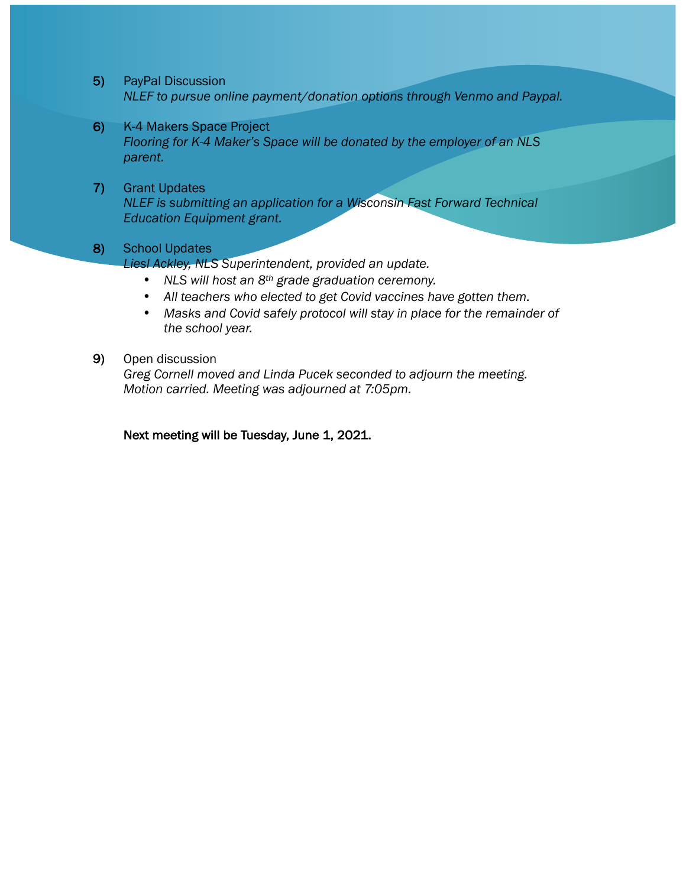5) PayPal Discussion
*NLEF to pursue online payment/donation options through Venmo and Paypal.*

6) K-4 Makers Space Project
*Flooring for K-4 Maker's Space will be donated by the employer of an NLS parent.*

7) Grant Updates
*NLEF is submitting an application for a Wisconsin Fast Forward Technical Education Equipment grant.*

8) School Updates
*Liesl Ackley, NLS Superintendent, provided an update.*
- *NLS will host an 8th grade graduation ceremony.*
- *All teachers who elected to get Covid vaccines have gotten them.*
- *Masks and Covid safely protocol will stay in place for the remainder of the school year.*

9) Open discussion
*Greg Cornell moved and Linda Pucek seconded to adjourn the meeting. Motion carried. Meeting was adjourned at 7:05pm.*

**Next meeting will be Tuesday, June 1, 2021.**